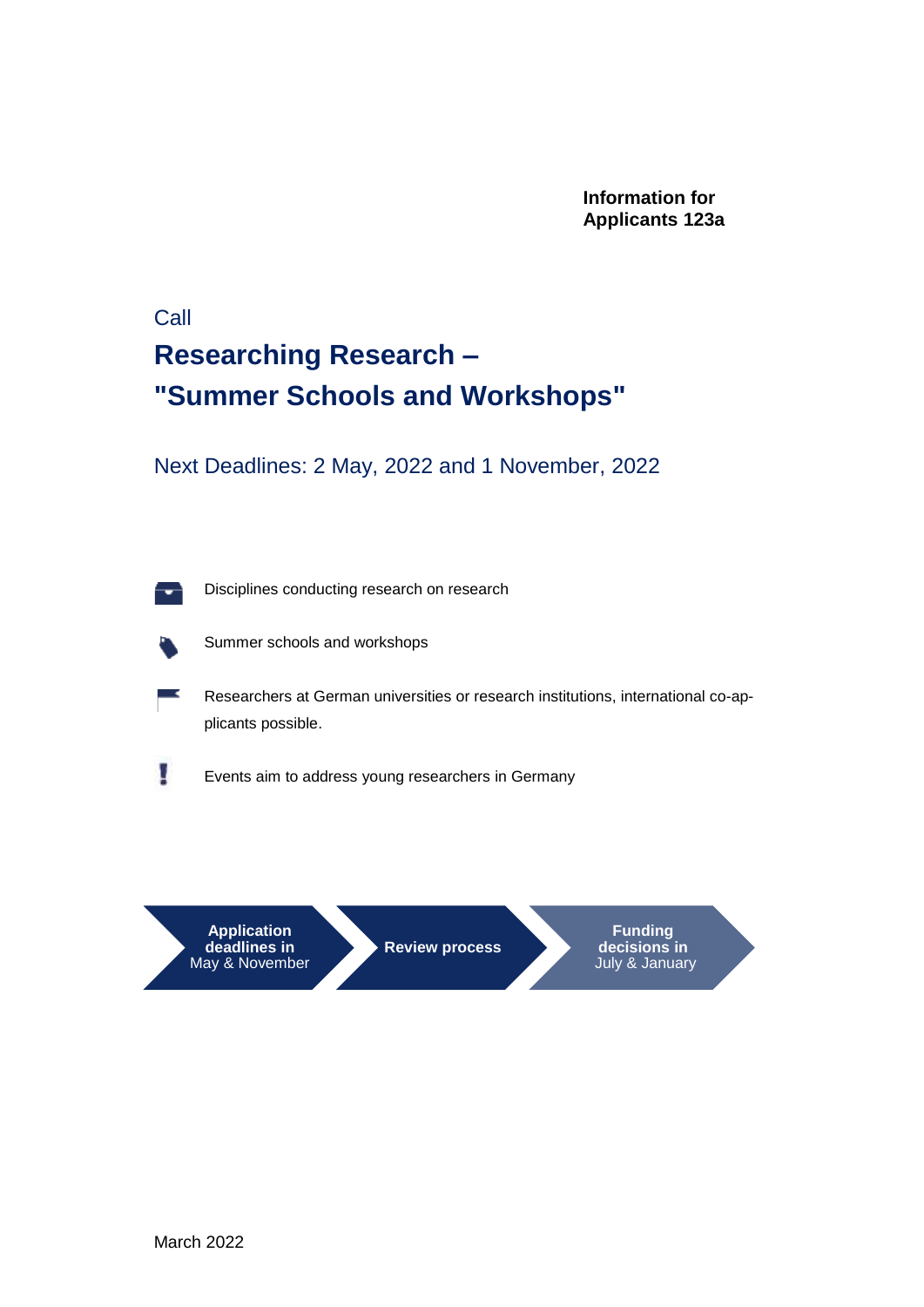**Information for Applicants 123a**

Call

# Researching Research – "Summer Schools and Workshops"

Next Deadlines: 2 May, 2022 and 1 November, 2022

- Disciplines conducting research on research
- Summer schools and workshops
- Researchers at German universities or research institutions, international co-applicants possible.
- Events aim to address young researchers in Germany

**Application deadlines in** May & November → **Review process** → **Funding decisions in** July & January

March 2022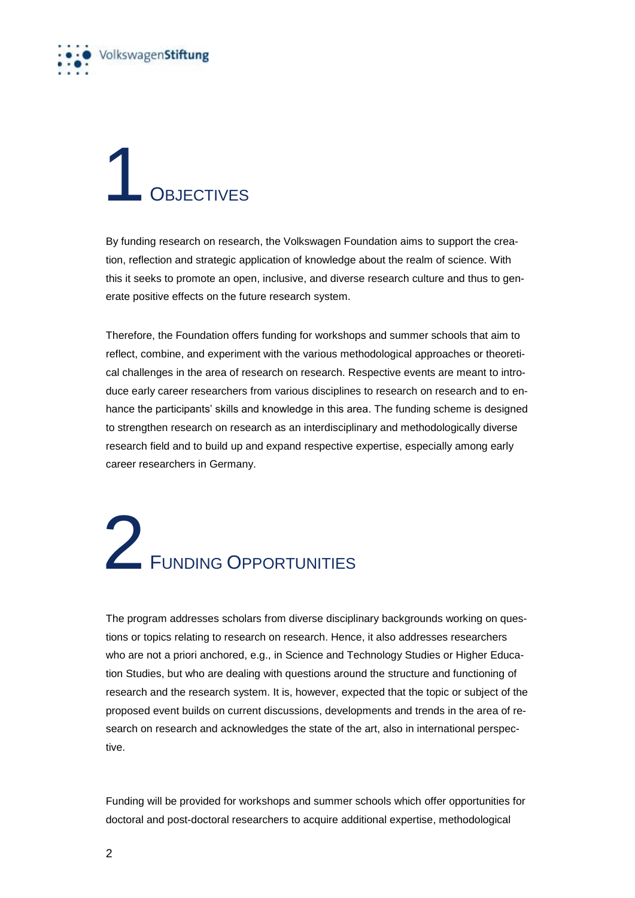# 1 Objectives

By funding research on research, the Volkswagen Foundation aims to support the creation, reflection and strategic application of knowledge about the realm of science. With this it seeks to promote an open, inclusive, and diverse research culture and thus to generate positive effects on the future research system.

Therefore, the Foundation offers funding for workshops and summer schools that aim to reflect, combine, and experiment with the various methodological approaches or theoretical challenges in the area of research on research. Respective events are meant to introduce early career researchers from various disciplines to research on research and to enhance the participants' skills and knowledge in this area. The funding scheme is designed to strengthen research on research as an interdisciplinary and methodologically diverse research field and to build up and expand respective expertise, especially among early career researchers in Germany.

# 2 Funding Opportunities

The program addresses scholars from diverse disciplinary backgrounds working on questions or topics relating to research on research. Hence, it also addresses researchers who are not a priori anchored, e.g., in Science and Technology Studies or Higher Education Studies, but who are dealing with questions around the structure and functioning of research and the research system. It is, however, expected that the topic or subject of the proposed event builds on current discussions, developments and trends in the area of research on research and acknowledges the state of the art, also in international perspective.

Funding will be provided for workshops and summer schools which offer opportunities for doctoral and post-doctoral researchers to acquire additional expertise, methodological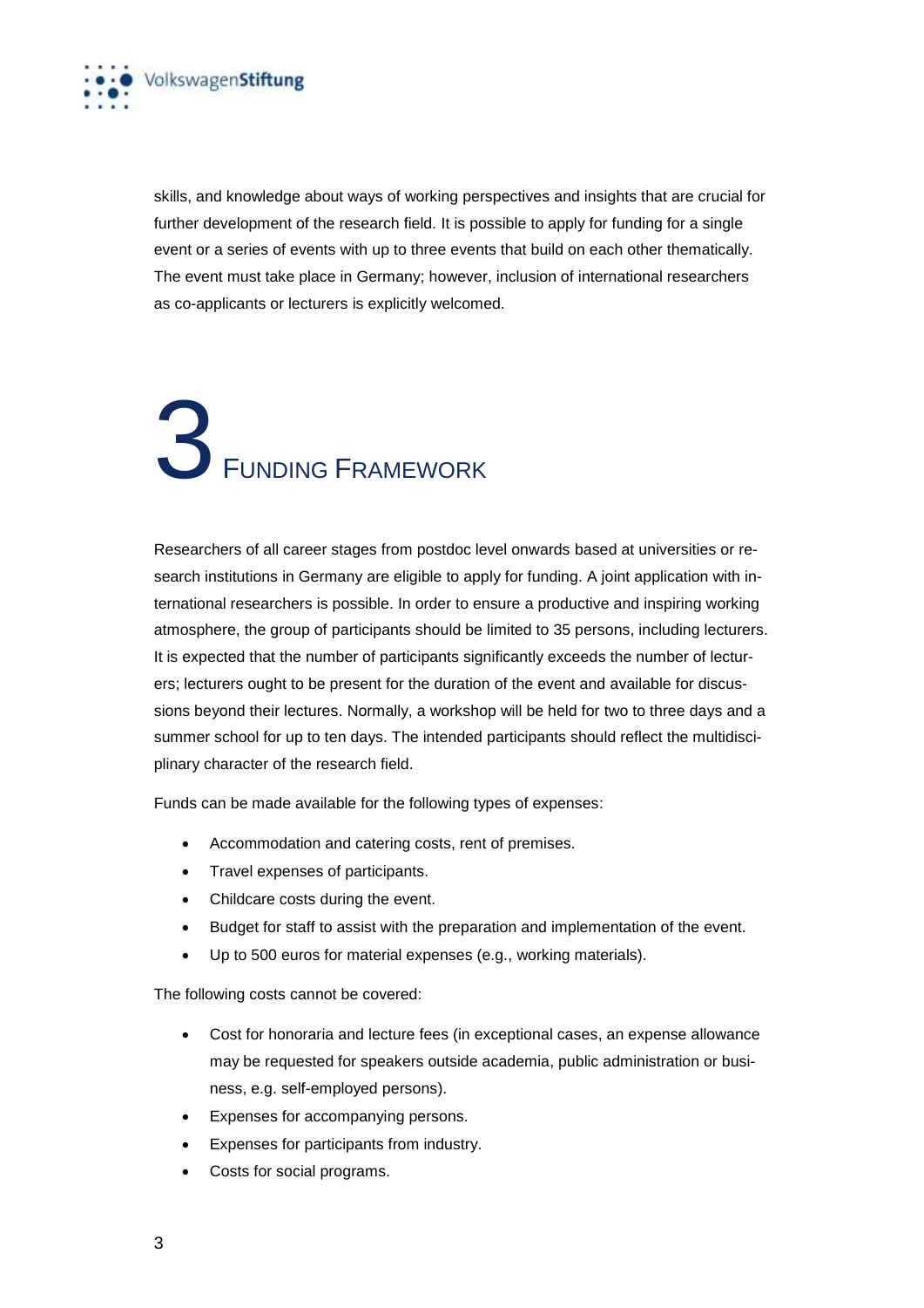skills, and knowledge about ways of working perspectives and insights that are crucial for further development of the research field. It is possible to apply for funding for a single event or a series of events with up to three events that build on each other thematically. The event must take place in Germany; however, inclusion of international researchers as co-applicants or lecturers is explicitly welcomed.

# 3 Funding Framework

Researchers of all career stages from postdoc level onwards based at universities or research institutions in Germany are eligible to apply for funding. A joint application with international researchers is possible. In order to ensure a productive and inspiring working atmosphere, the group of participants should be limited to 35 persons, including lecturers. It is expected that the number of participants significantly exceeds the number of lecturers; lecturers ought to be present for the duration of the event and available for discussions beyond their lectures. Normally, a workshop will be held for two to three days and a summer school for up to ten days. The intended participants should reflect the multidisciplinary character of the research field.

Funds can be made available for the following types of expenses:

- Accommodation and catering costs, rent of premises.
- Travel expenses of participants.
- Childcare costs during the event.
- Budget for staff to assist with the preparation and implementation of the event.
- Up to 500 euros for material expenses (e.g., working materials).

The following costs cannot be covered:

- Cost for honoraria and lecture fees (in exceptional cases, an expense allowance may be requested for speakers outside academia, public administration or business, e.g. self-employed persons).
- Expenses for accompanying persons.
- Expenses for participants from industry.
- Costs for social programs.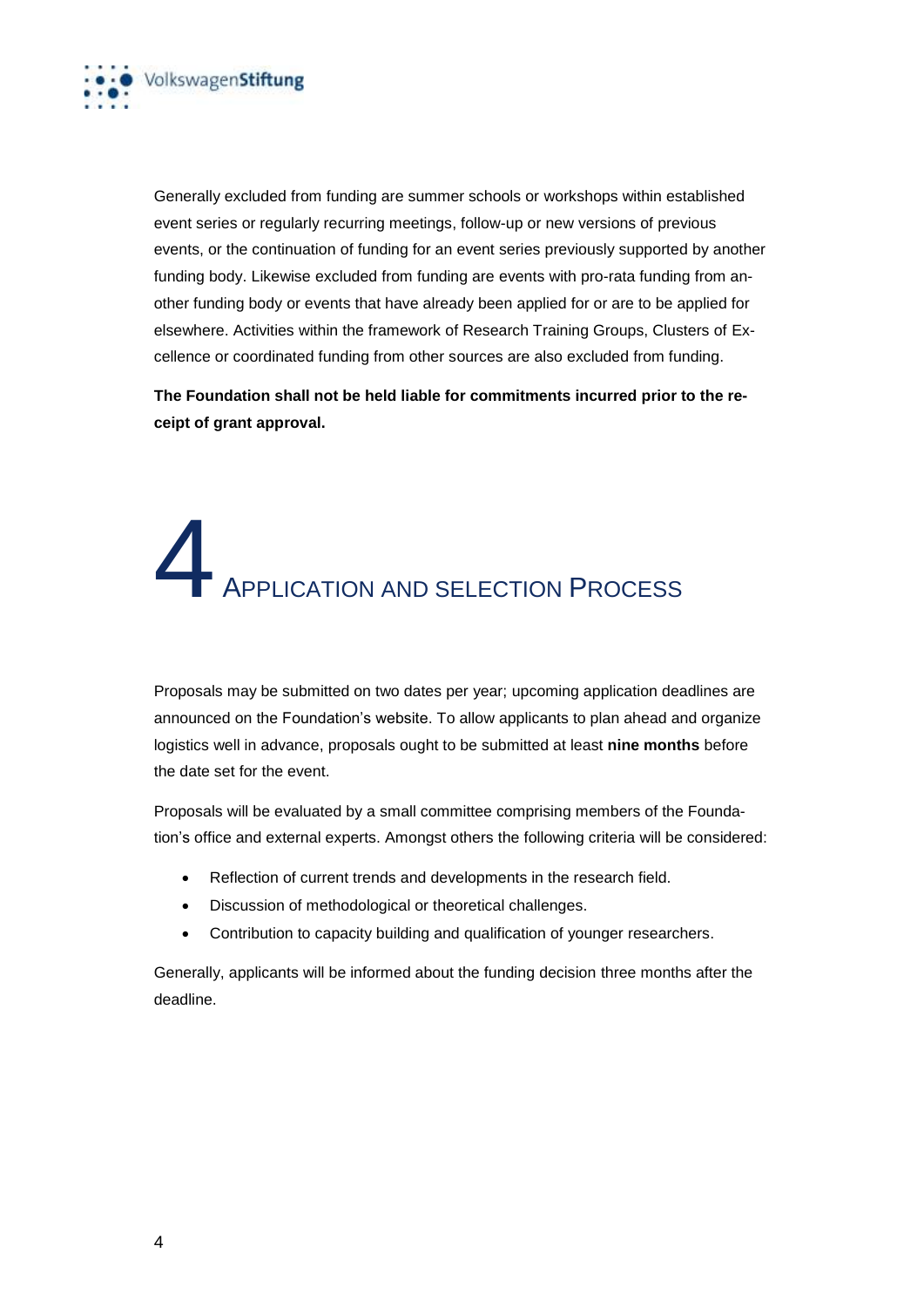Generally excluded from funding are summer schools or workshops within established event series or regularly recurring meetings, follow-up or new versions of previous events, or the continuation of funding for an event series previously supported by another funding body. Likewise excluded from funding are events with pro-rata funding from another funding body or events that have already been applied for or are to be applied for elsewhere. Activities within the framework of Research Training Groups, Clusters of Excellence or coordinated funding from other sources are also excluded from funding.

**The Foundation shall not be held liable for commitments incurred prior to the receipt of grant approval.**

# 4 Application and Selection Process

Proposals may be submitted on two dates per year; upcoming application deadlines are announced on the Foundation's website. To allow applicants to plan ahead and organize logistics well in advance, proposals ought to be submitted at least **nine months** before the date set for the event.

Proposals will be evaluated by a small committee comprising members of the Foundation's office and external experts. Amongst others the following criteria will be considered:

- Reflection of current trends and developments in the research field.
- Discussion of methodological or theoretical challenges.
- Contribution to capacity building and qualification of younger researchers.

Generally, applicants will be informed about the funding decision three months after the deadline.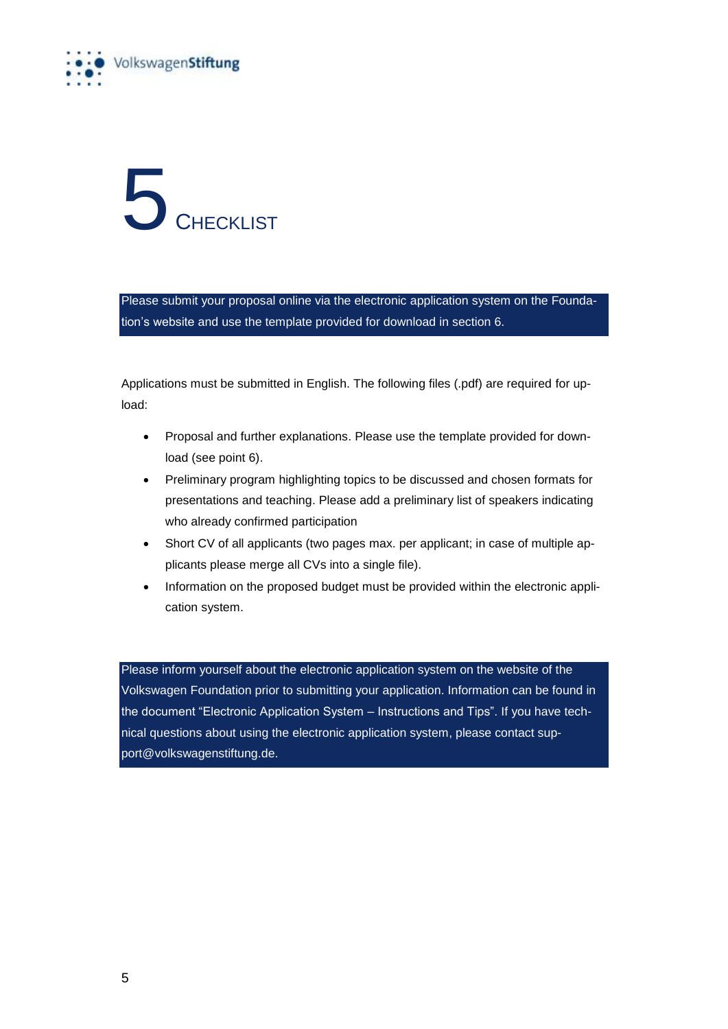# 5 Checklist

Please submit your proposal online via the electronic application system on the Foundation's website and use the template provided for download in section 6.

Applications must be submitted in English. The following files (.pdf) are required for upload:

- Proposal and further explanations. Please use the template provided for download (see point 6).
- Preliminary program highlighting topics to be discussed and chosen formats for presentations and teaching. Please add a preliminary list of speakers indicating who already confirmed participation
- Short CV of all applicants (two pages max. per applicant; in case of multiple applicants please merge all CVs into a single file).
- Information on the proposed budget must be provided within the electronic application system.

Please inform yourself about the electronic application system on the website of the Volkswagen Foundation prior to submitting your application. Information can be found in the document "Electronic Application System – Instructions and Tips". If you have technical questions about using the electronic application system, please contact support@volkswagenstiftung.de.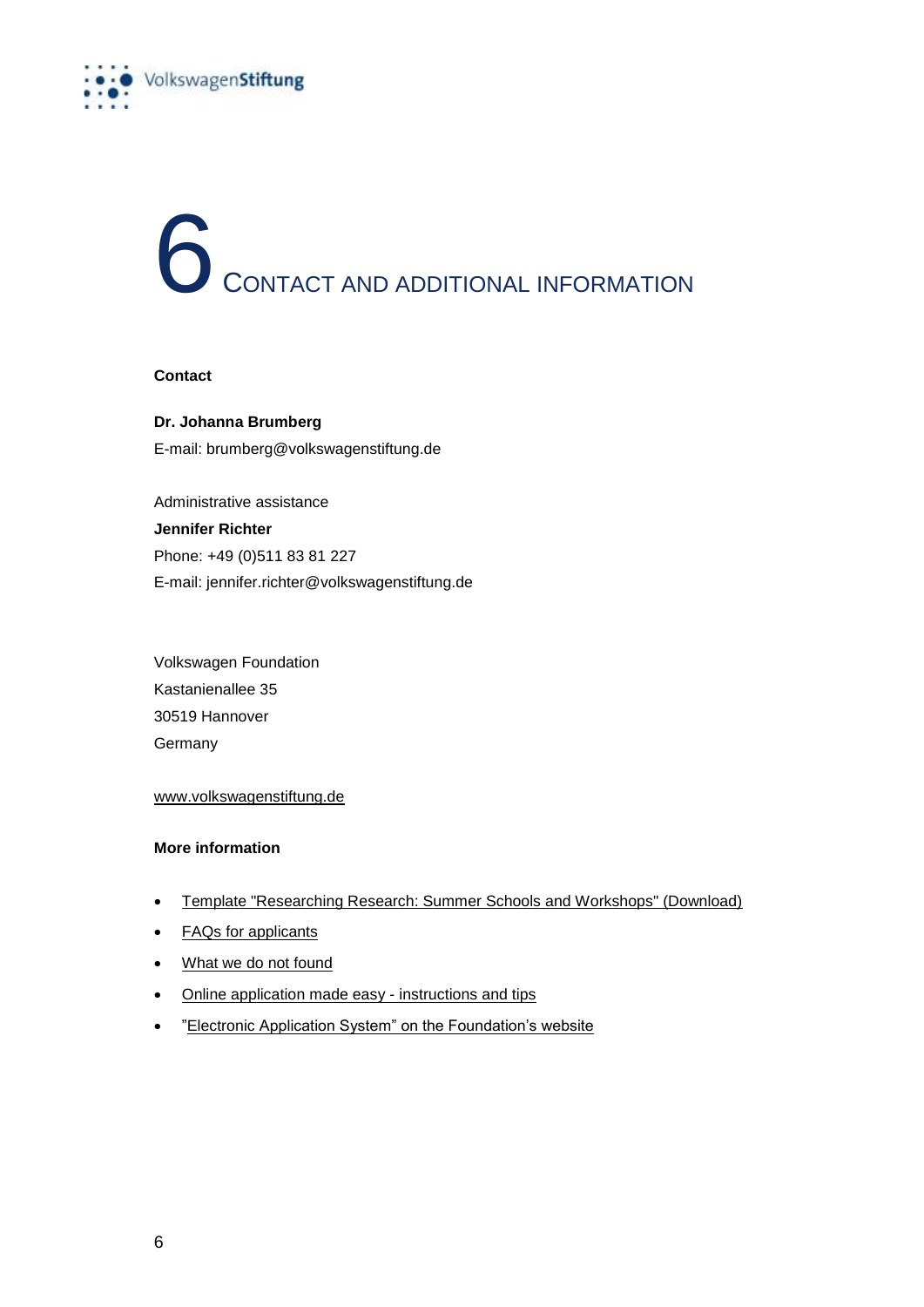# 6 Contact and Additional Information

**Contact**

**Dr. Johanna Brumberg**
E-mail: brumberg@volkswagenstiftung.de

Administrative assistance
**Jennifer Richter**
Phone: +49 (0)511 83 81 227
E-mail: jennifer.richter@volkswagenstiftung.de

Volkswagen Foundation
Kastanienallee 35
30519 Hannover
Germany

www.volkswagenstiftung.de

**More information**

- Template "Researching Research: Summer Schools and Workshops" (Download)
- FAQs for applicants
- What we do not found
- Online application made easy - instructions and tips
- "Electronic Application System" on the Foundation's website